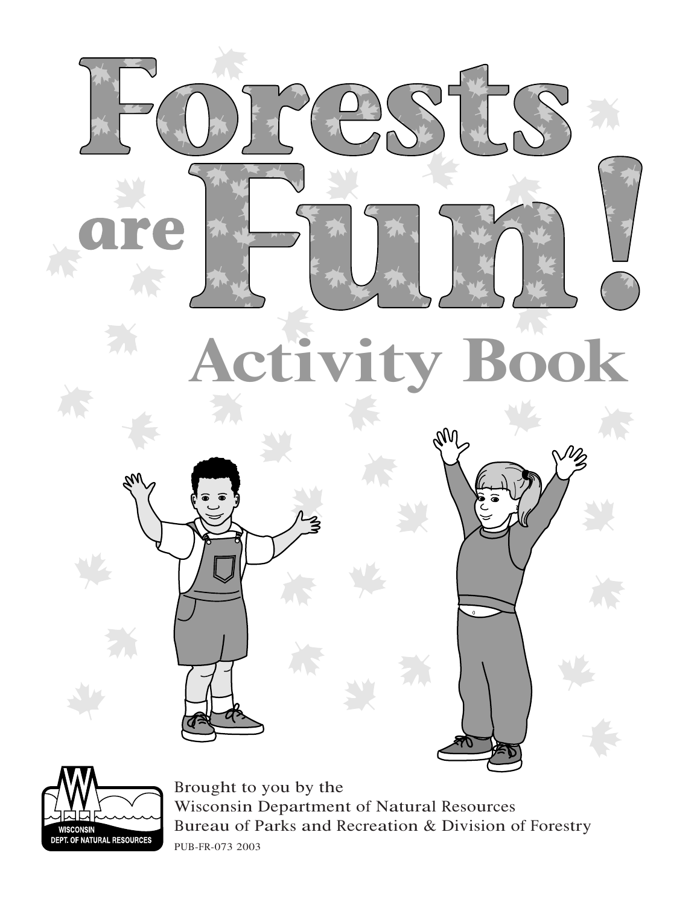# Forests are Fun!

## Activity Book

WISCONSIN
DEPT. OF NATURAL RESOURCES

Brought to you by the
Wisconsin Department of Natural Resources
Bureau of Parks and Recreation & Division of Forestry

PUB-FR-073 2003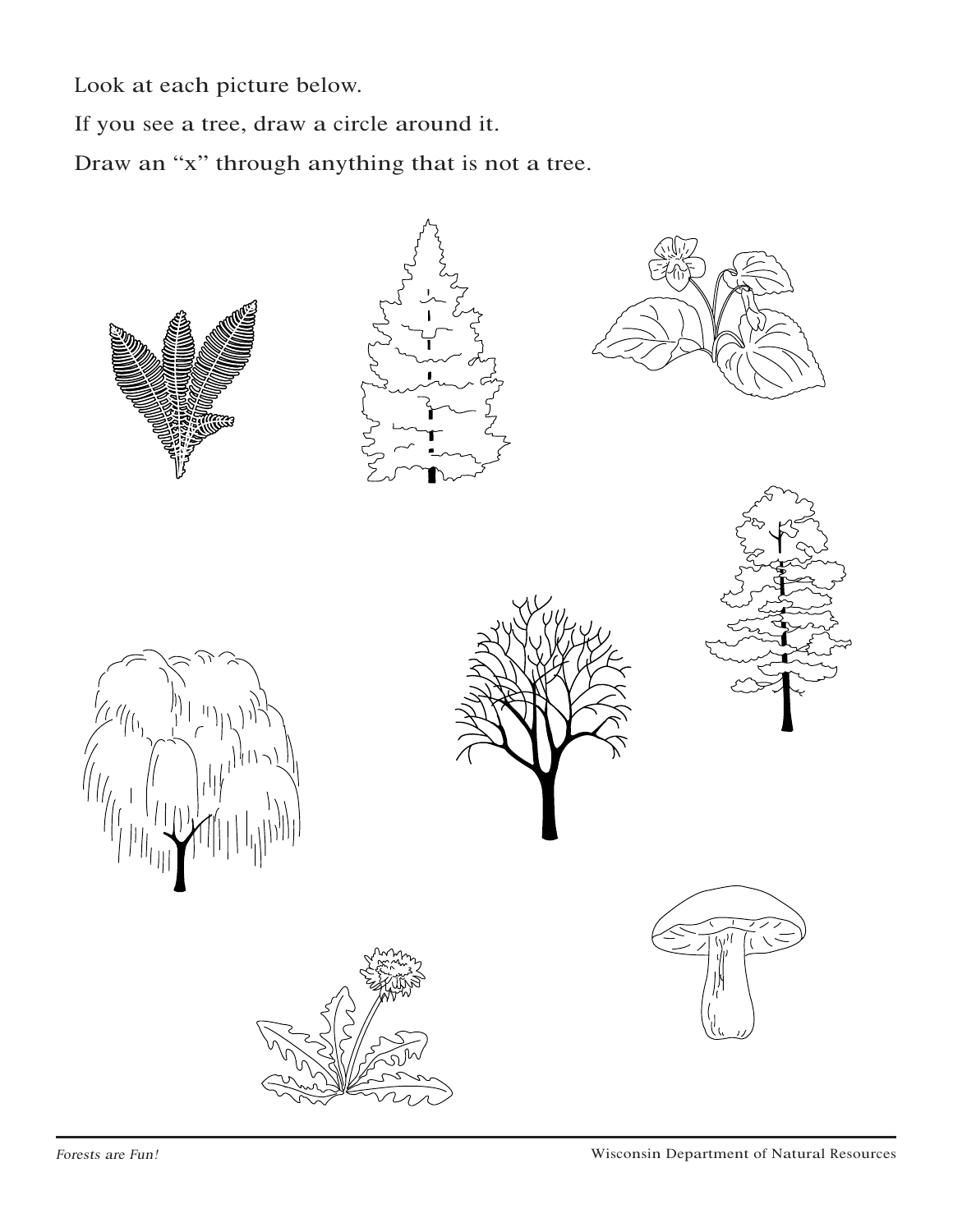Look at each picture below.

If you see a tree, draw a circle around it.

Draw an “x” through anything that is not a tree.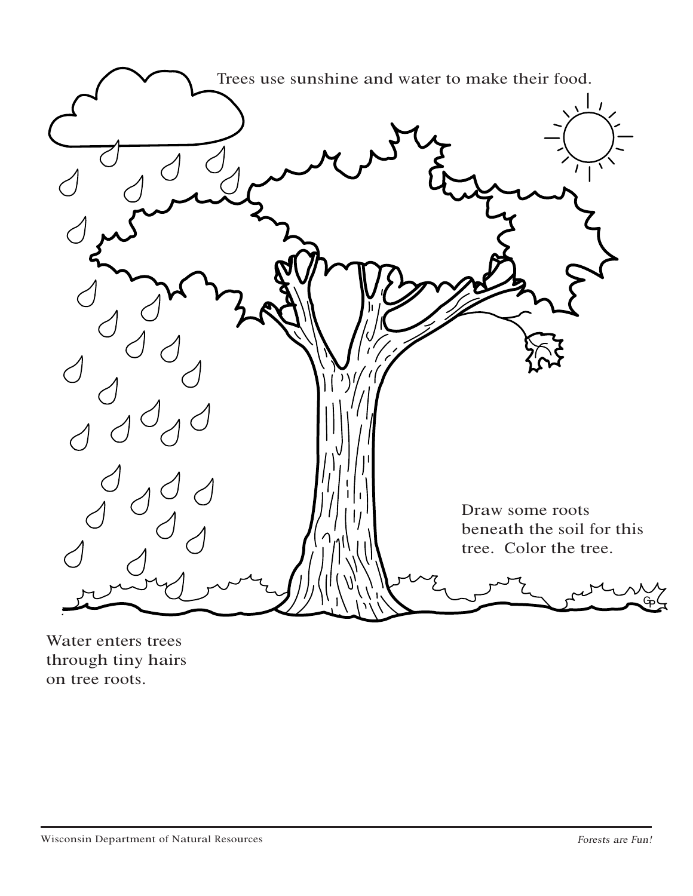Trees use sunshine and water to make their food.

Draw some roots beneath the soil for this tree. Color the tree.

Water enters trees through tiny hairs on tree roots.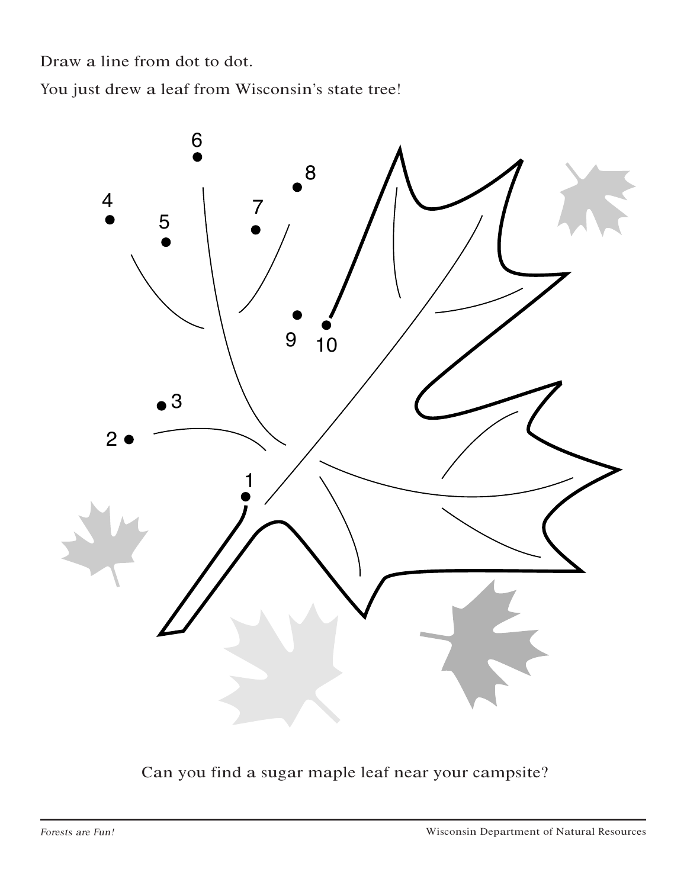Draw a line from dot to dot.

You just drew a leaf from Wisconsin's state tree!

Can you find a sugar maple leaf near your campsite?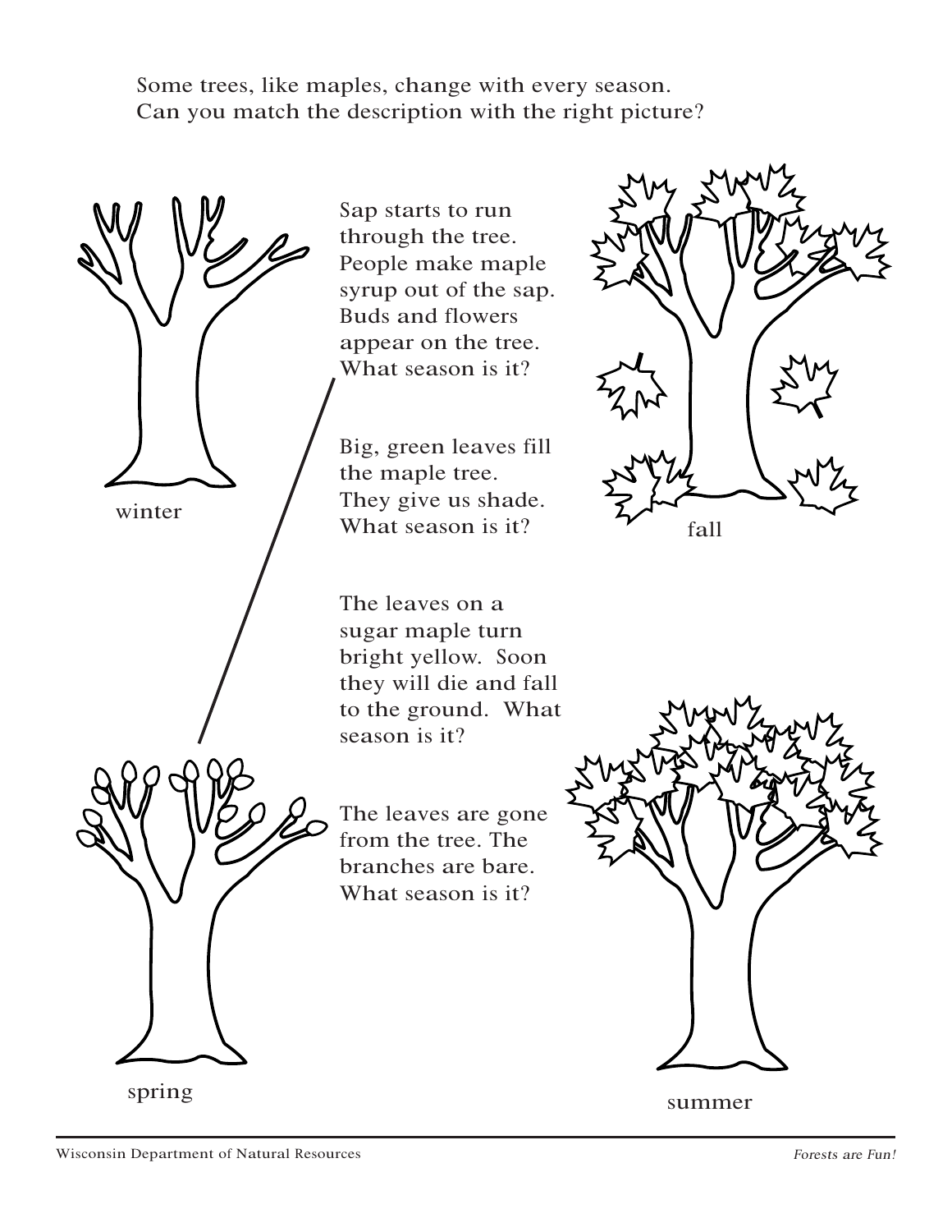Some trees, like maples, change with every season.
Can you match the description with the right picture?

winter

Sap starts to run through the tree. People make maple syrup out of the sap. Buds and flowers appear on the tree. What season is it?

fall

Big, green leaves fill the maple tree. They give us shade. What season is it?

The leaves on a sugar maple turn bright yellow. Soon they will die and fall to the ground. What season is it?

The leaves are gone from the tree. The branches are bare. What season is it?

spring

summer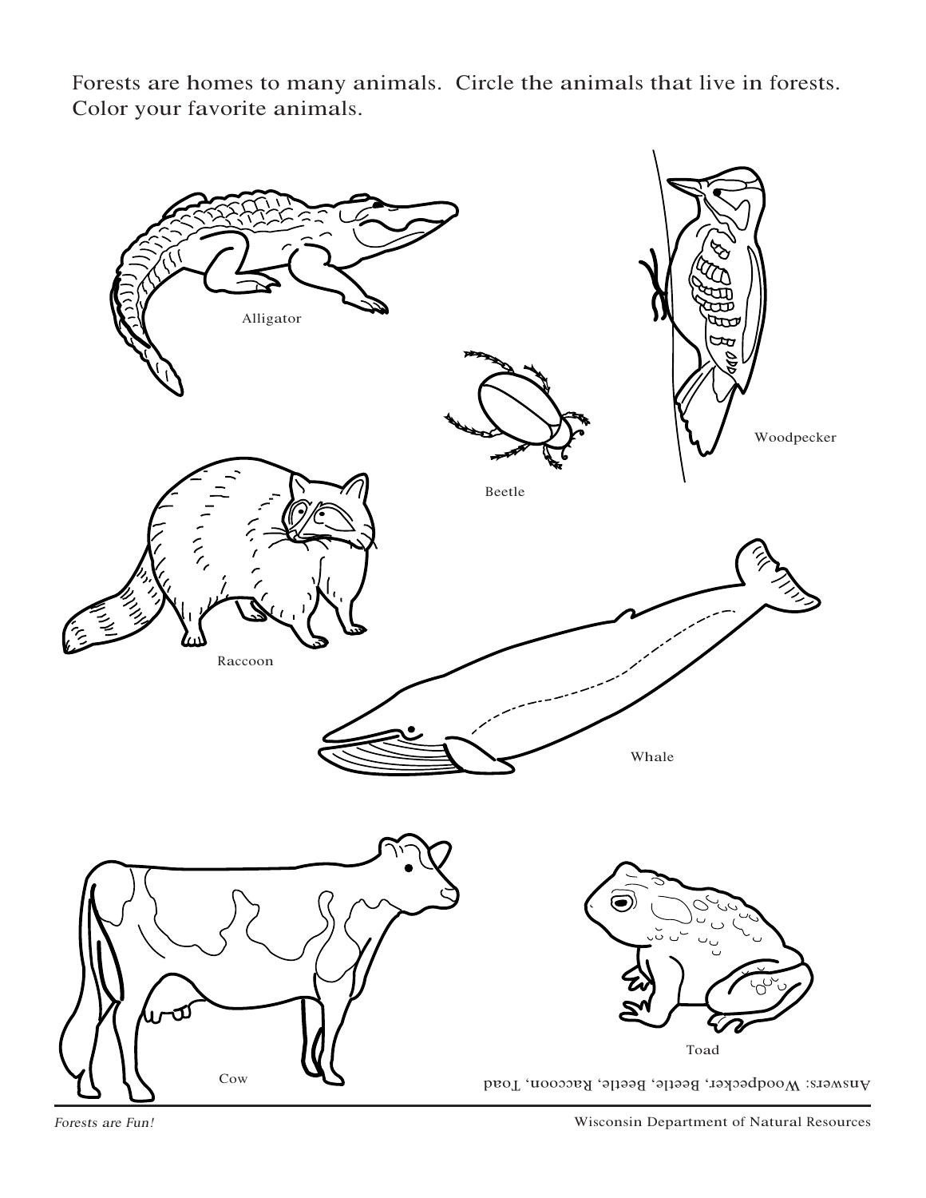Forests are homes to many animals. Circle the animals that live in forests. Color your favorite animals.

Alligator

Woodpecker

Beetle

Raccoon

Whale

Cow

Toad

Answers: Woodpecker, Beetle, Raccoon, Toad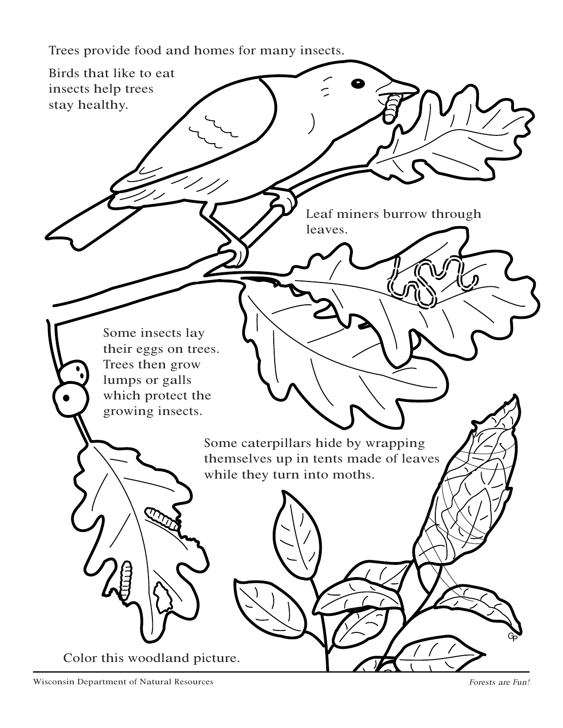Trees provide food and homes for many insects.

Birds that like to eat insects help trees stay healthy.

Leaf miners burrow through leaves.

Some insects lay their eggs on trees. Trees then grow lumps or galls which protect the growing insects.

Some caterpillars hide by wrapping themselves up in tents made of leaves while they turn into moths.

Color this woodland picture.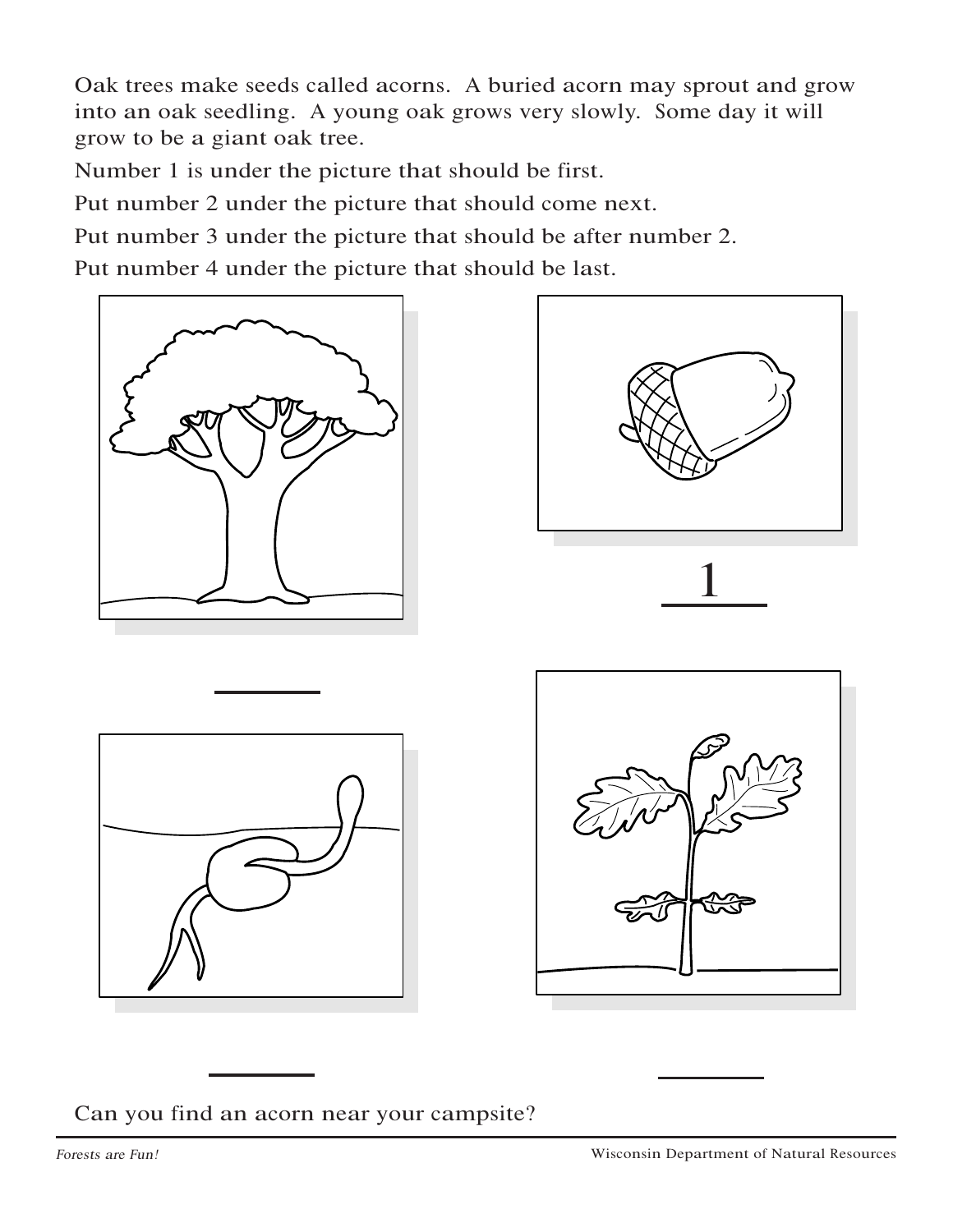Oak trees make seeds called acorns. A buried acorn may sprout and grow into an oak seedling. A young oak grows very slowly. Some day it will grow to be a giant oak tree.

Number 1 is under the picture that should be first.

Put number 2 under the picture that should come next.

Put number 3 under the picture that should be after number 2.

Put number 4 under the picture that should be last.

_____

1

_____

_____

Can you find an acorn near your campsite?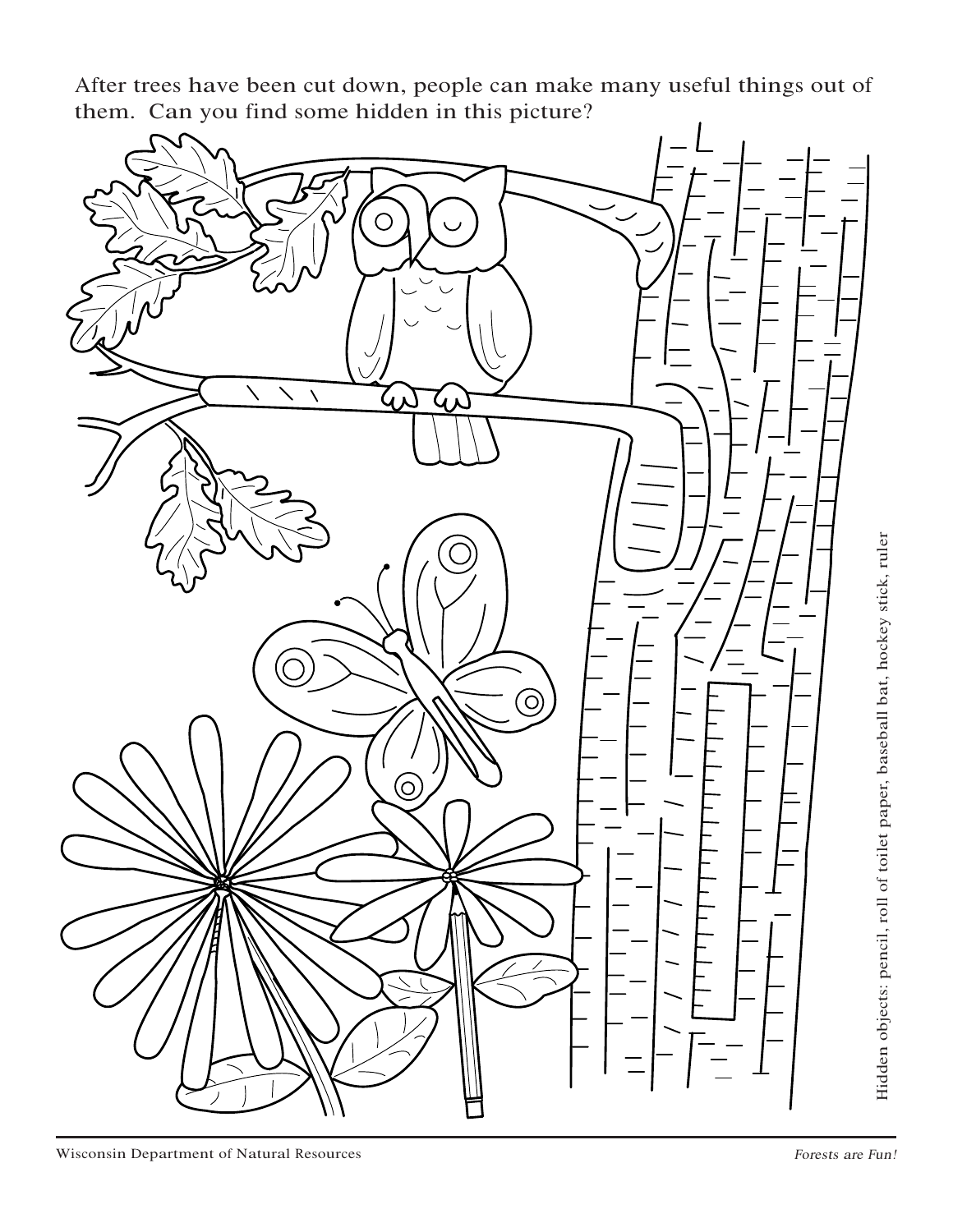After trees have been cut down, people can make many useful things out of them. Can you find some hidden in this picture?

Hidden objects: pencil, roll of toilet paper, baseball bat, hockey stick, ruler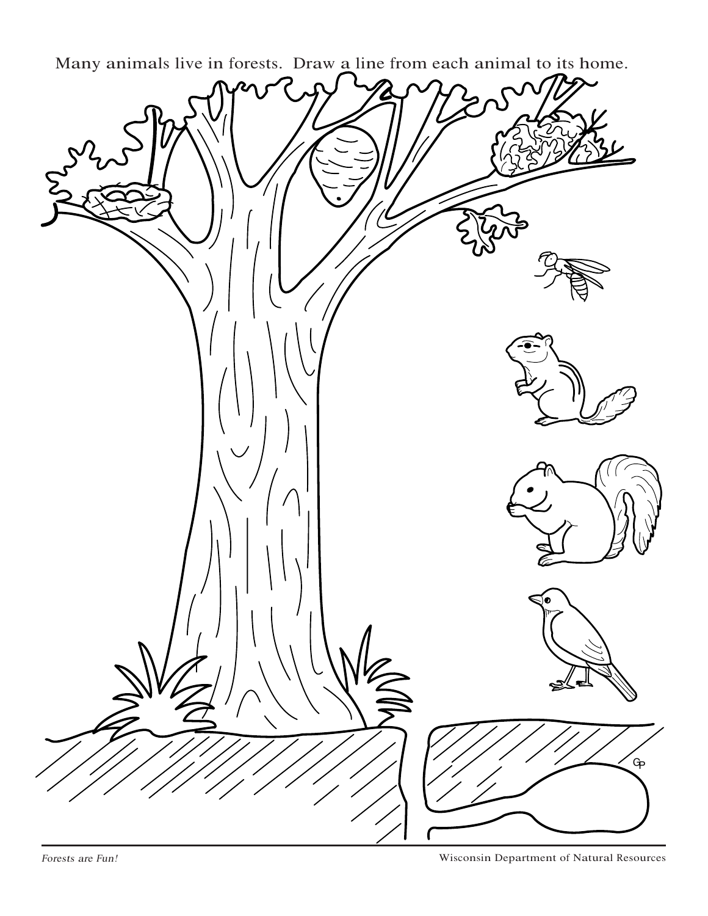Many animals live in forests. Draw a line from each animal to its home.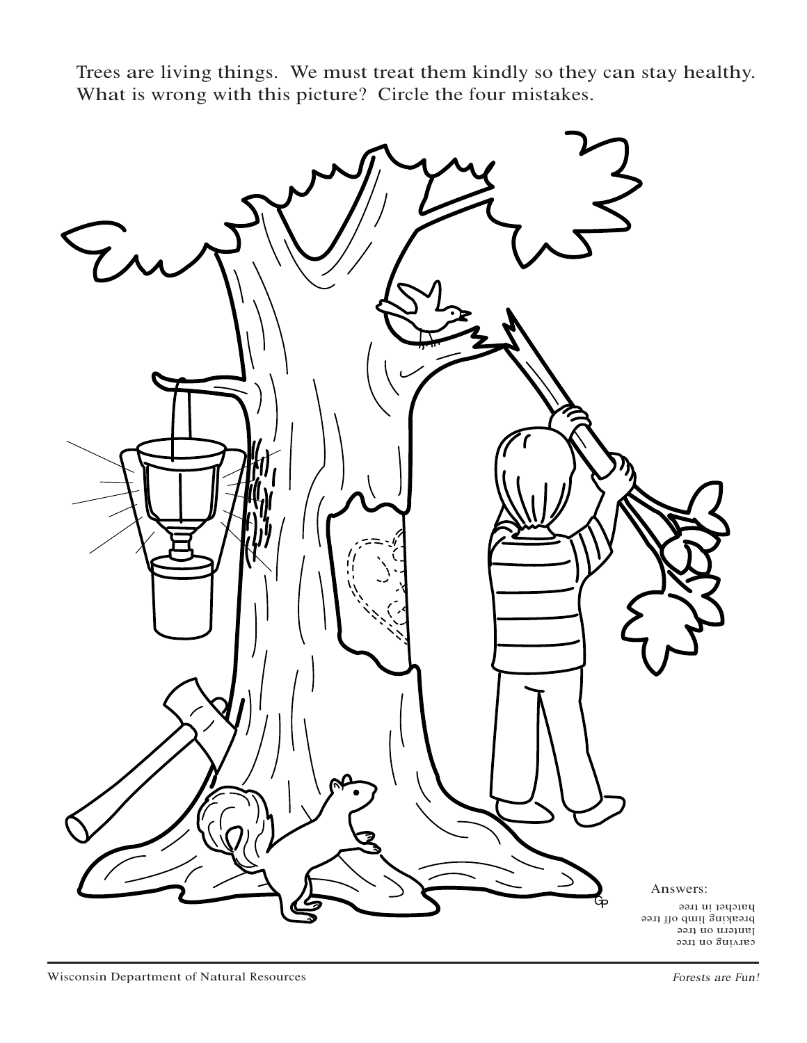Trees are living things. We must treat them kindly so they can stay healthy. What is wrong with this picture? Circle the four mistakes.

Answers:

carving on tree
lantern on tree
breaking limb off tree
hatchet in tree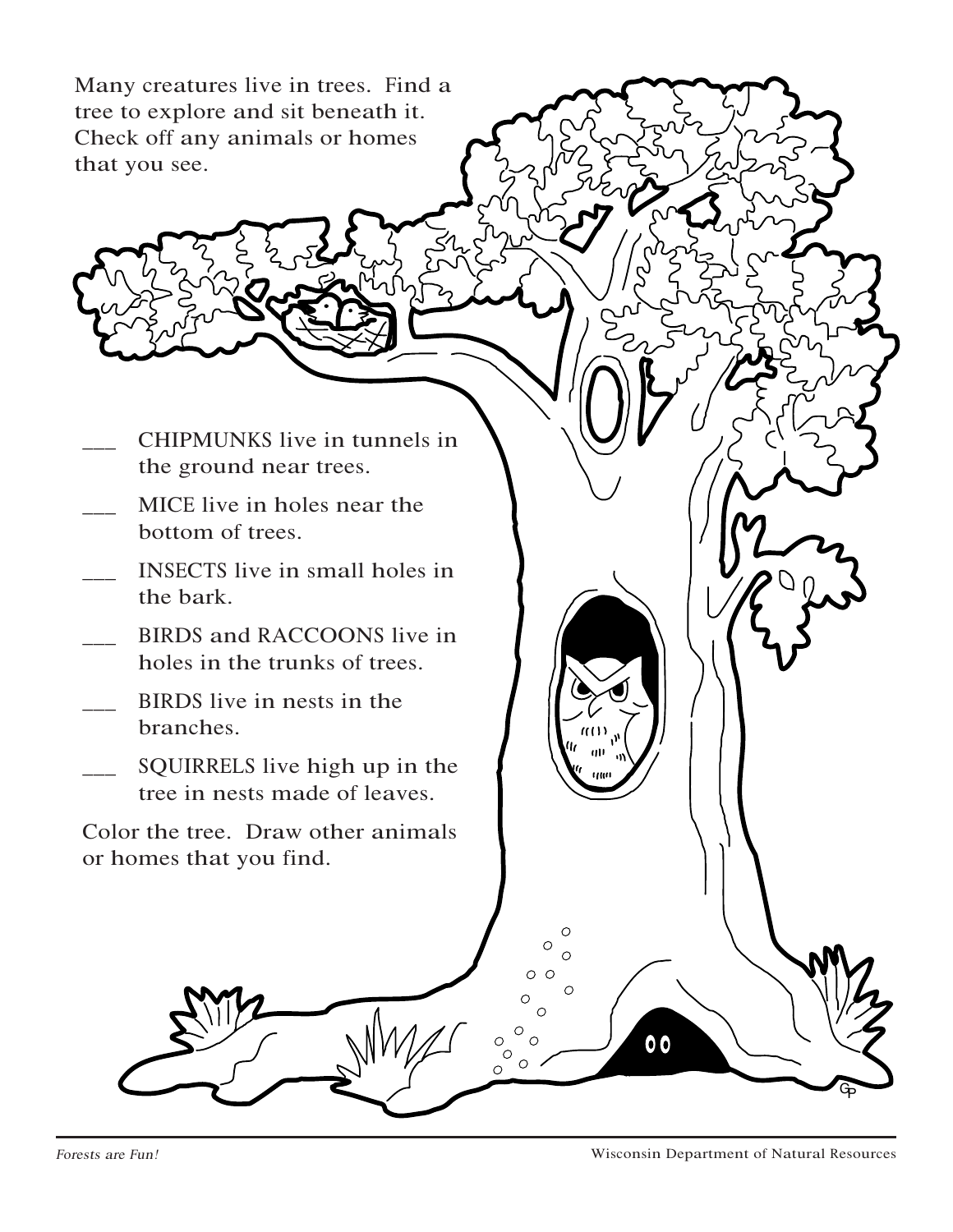Many creatures live in trees. Find a tree to explore and sit beneath it. Check off any animals or homes that you see.

- ___ CHIPMUNKS live in tunnels in the ground near trees.
- ___ MICE live in holes near the bottom of trees.
- ___ INSECTS live in small holes in the bark.
- ___ BIRDS and RACCOONS live in holes in the trunks of trees.
- ___ BIRDS live in nests in the branches.
- ___ SQUIRRELS live high up in the tree in nests made of leaves.

Color the tree. Draw other animals or homes that you find.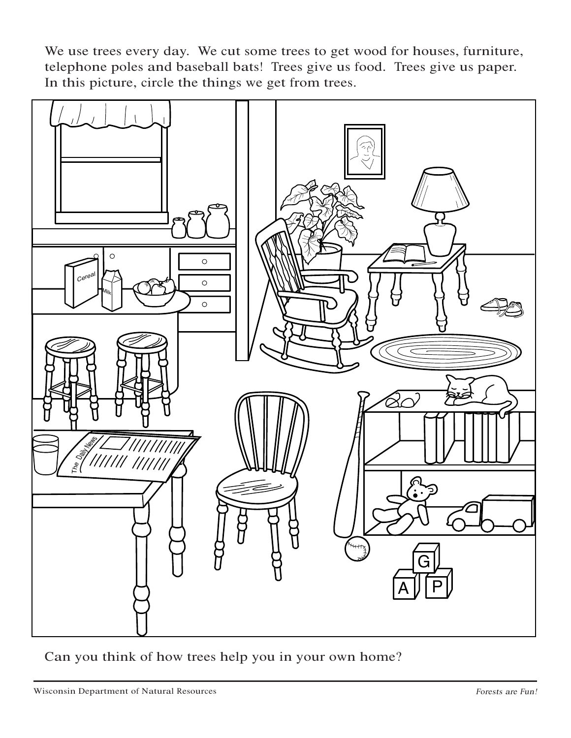We use trees every day. We cut some trees to get wood for houses, furniture, telephone poles and baseball bats! Trees give us food. Trees give us paper. In this picture, circle the things we get from trees.

Can you think of how trees help you in your own home?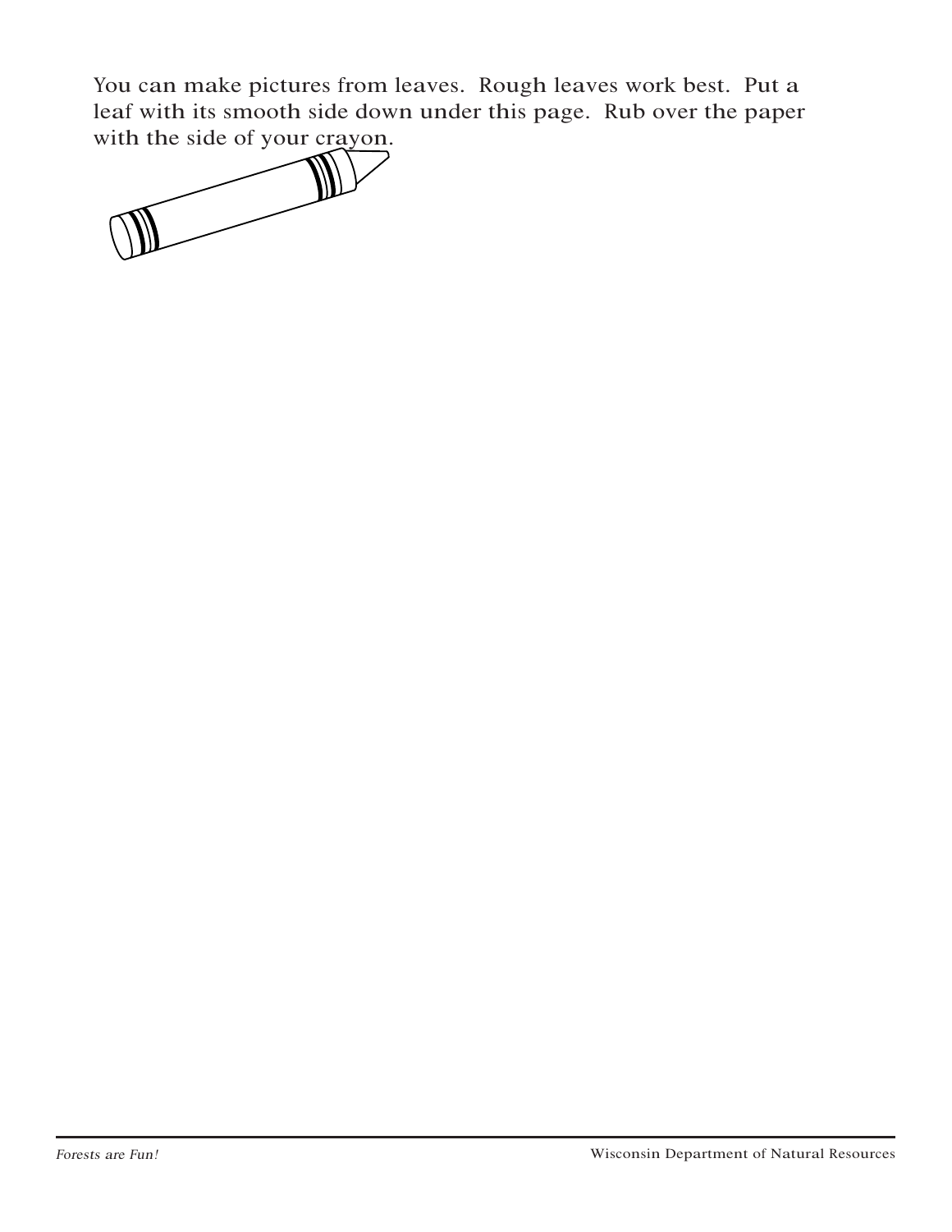You can make pictures from leaves. Rough leaves work best. Put a leaf with its smooth side down under this page. Rub over the paper with the side of your crayon.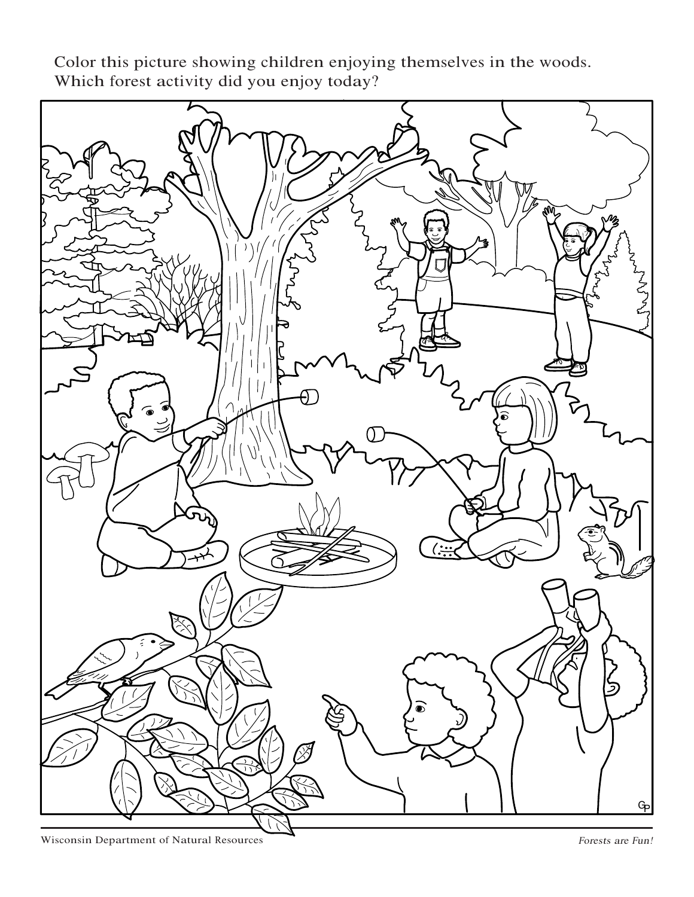Color this picture showing children enjoying themselves in the woods.
Which forest activity did you enjoy today?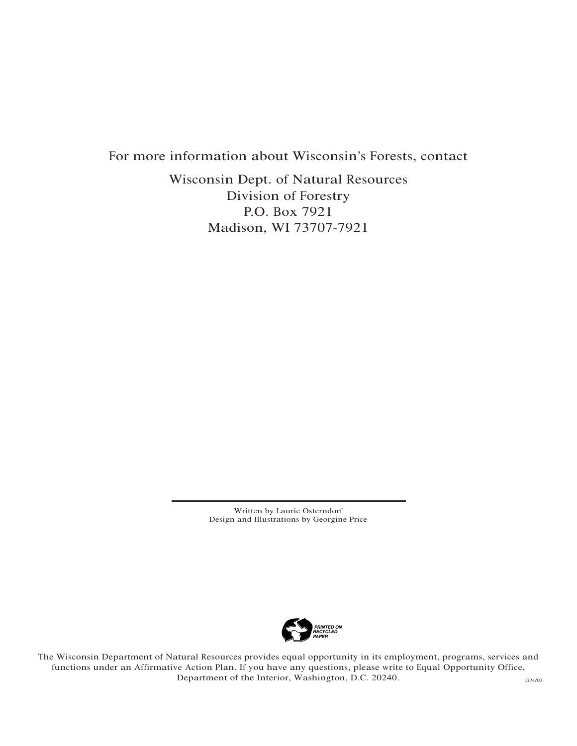For more information about Wisconsin's Forests, contact

Wisconsin Dept. of Natural Resources
Division of Forestry
P.O. Box 7921
Madison, WI 73707-7921

---

Written by Laurie Osterndorf
Design and Illustrations by Georgine Price

PRINTED ON RECYCLED PAPER

The Wisconsin Department of Natural Resources provides equal opportunity in its employment, programs, services and functions under an Affirmative Action Plan. If you have any questions, please write to Equal Opportunity Office, Department of the Interior, Washington, D.C. 20240.

GP4/03